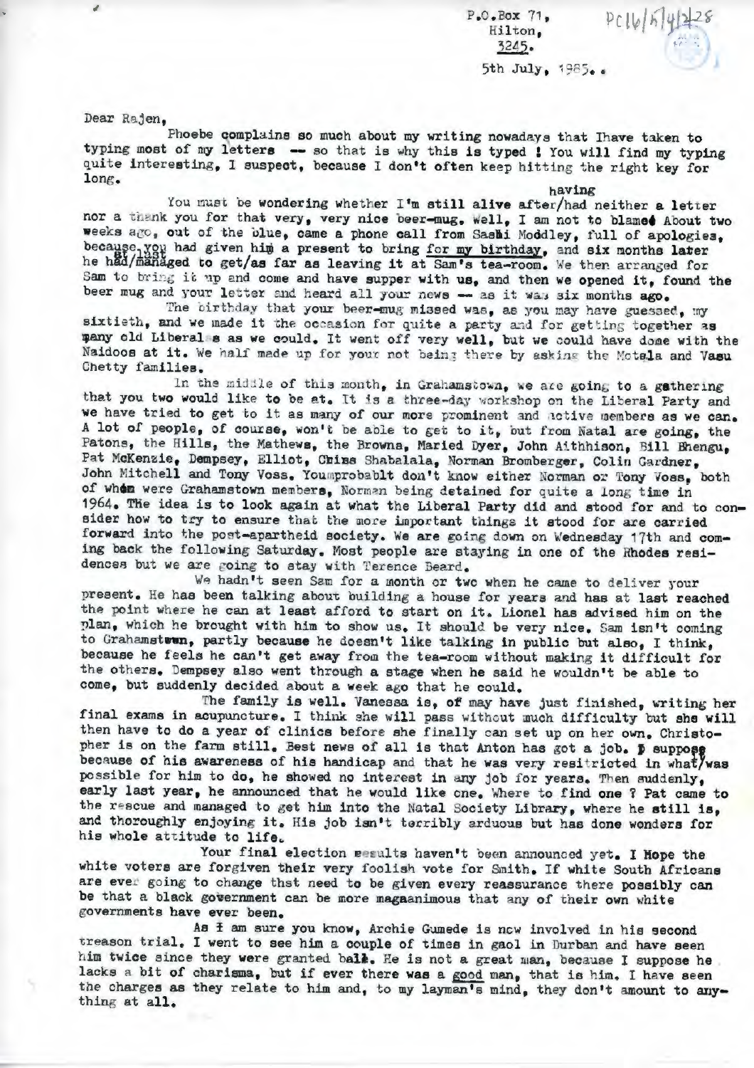P.O.Box 71,
Hilton,
3245.

PC16/5/4/2/28

5th July, 1985.

Dear Rajen,

Phoebe complains so much about my writing nowadays that Ihave taken to typing most of my letters -- so that is why this is typed ! You will find my typing quite interesting, I suspect, because I don't often keep hitting the right key for long.

You must be wondering whether I'm still alive after/having had neither a letter nor a thank you for that very, very nice beer-mug. Well, I am not to blame! About two weeks ago, out of the blue, came a phone call from Sashi Moodley, full of apologies, because you had given him a present to bring for my birthday, and six months later he had/at last managed to get/as far as leaving it at Sam's tea-room. We then arranged for Sam to bring it up and come and have supper with us, and then we opened it, found the beer mug and your letter and heard all your news -- as it was six months ago.

The birthday that your beer-mug missed was, as you may have guessed, my sixtieth, and we made it the occasion for quite a party and for getting together as many old Liberals as we could. It went off very well, but we could have done with the Naidoos at it. We half made up for your not being there by asking the Motala and Vasu Chetty families.

In the middle of this month, in Grahamstown, we are going to a gathering that you two would like to be at. It is a three-day workshop on the Liberal Party and we have tried to get to it as many of our more prominent and active members as we can. A lot of people, of course, won't be able to get to it, but from Natal are going, the Patons, the Hills, the Mathews, the Browns, Maried Dyer, John Aithhison, Bill Bhengu, Pat McKenzie, Dempsey, Elliot, Chiss Shabalala, Norman Bromberger, Colin Gardner, John Mitchell and Tony Voss. Youmprobablt don't know either Norman or Tony Voss, both of whom were Grahamstown members, Norman being detained for quite a long time in 1964. THe idea is to look again at what the Liberal Party did and stood for and to consider how to try to ensure that the more important things it stood for are carried forward into the post-apartheid society. We are going down on Wednesday 17th and coming back the following Saturday. Most people are staying in one of the Rhodes residences but we are going to stay with Terence Beard.

We hadn't seen Sam for a month or two when he came to deliver your present. He has been talking about building a house for years and has at last reached the point where he can at least afford to start on it. Lionel has advised him on the plan, which he brought with him to show us. It should be very nice. Sam isn't coming to Grahamstown, partly because he doesn't like talking in public but also, I think, because he feels he can't get away from the tea-room without making it difficult for the others. Dempsey also went through a stage when he said he wouldn't be able to come, but suddenly decided about a week ago that he could.

The family is well. Vanessa is, of may have just finished, writing her final exams in acupuncture. I think she will pass without much difficulty but she will then have to do a year of clinics before she finally can set up on her own. Christopher is on the farm still. Best news of all is that Anton has got a job. I suppose because of his awareness of his handicap and that he was very resitricted in what/was possible for him to do, he showed no interest in any job for years. Then suddenly, early last year, he announced that he would like one. Where to find one ? Pat came to the rescue and managed to get him into the Natal Society Library, where he still is, and thoroughly enjoying it. His job isn't terribly arduous but has done wonders for his whole attitude to life.

Your final election results haven't been announced yet. I Hope the white voters are forgiven their very foolish vote for Smith. If white South Africans are ever going to change that need to be given every reassurance there possibly can be that a black government can be more magaanimous that any of their own white governments have ever been.

As I am sure you know, Archie Gumede is now involved in his second treason trial. I went to see him a couple of times in gaol in Durban and have seen him twice since they were granted bail. He is not a great man, because I suppose he lacks a bit of charisma, but if ever there was a good man, that is him. I have seen the charges as they relate to him and, to my layman's mind, they don't amount to anything at all.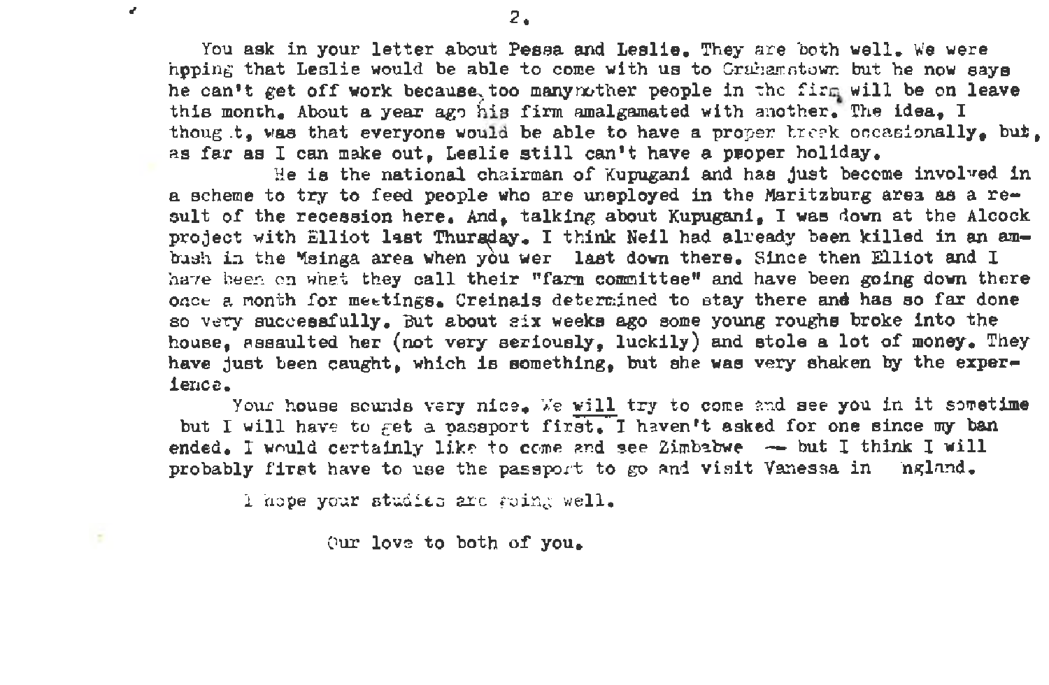You ask in your letter about Pessa and Leslie. They are both well. We were hoping that Leslie would be able to come with us to Grahamstown but he now says he can't get off work because too many other people in the firm will be on leave this month. About a year ago his firm amalgamated with another. The idea, I thought, was that everyone would be able to have a proper break occasionally, but, as far as I can make out, Leslie still can't have a proper holiday.

He is the national chairman of Kupugani and has just become involved in a scheme to try to feed people who are unemployed in the Maritzburg area as a result of the recession here. And, talking about Kupugani, I was down at the Alcock project with Elliot last Thursday. I think Neil had already been killed in an ambush in the Msinga area when you were last down there. Since then Elliot and I have been on what they call their "farm committee" and have been going down there once a month for meetings. Creinais determined to stay there and has so far done so very successfully. But about six weeks ago some young roughs broke into the house, assaulted her (not very seriously, luckily) and stole a lot of money. They have just been caught, which is something, but she was very shaken by the experience.

Your house sounds very nice. We <u>will</u> try to come and see you in it sometime but I will have to get a passport first. I haven't asked for one since my ban ended. I would certainly like to come and see Zimbabwe — but I think I will probably first have to use the passport to go and visit Vanessa in England.

I hope your studies are going well.

Our love to both of you.